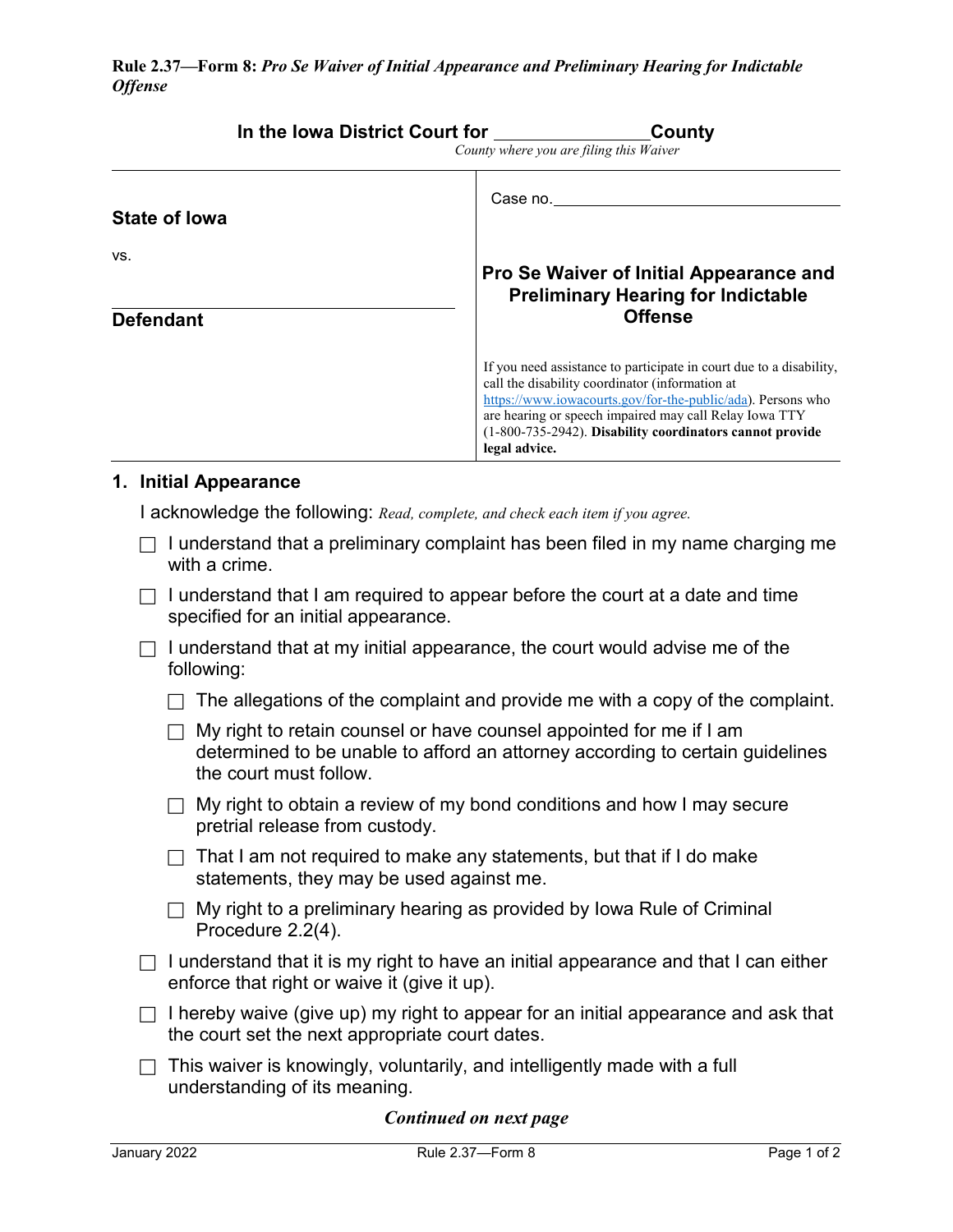**Rule 2.37—Form 8:** ***Pro Se Waiver of Initial Appearance and Preliminary Hearing for Indictable Offense***

**In the Iowa District Court for \_\_\_\_\_\_\_\_\_\_\_\_\_\_\_\_ County**
*County where you are filing this Waiver*

| **State of Iowa**<br><br>vs.<br><br>\_\_\_\_\_\_\_\_\_\_\_\_\_\_\_\_\_\_\_\_\_\_\_\_\_\_\_\_<br>**Defendant** | Case no. \_\_\_\_\_\_\_\_\_\_\_\_\_\_\_\_\_\_\_\_<br><br>**Pro Se Waiver of Initial Appearance and Preliminary Hearing for Indictable Offense**<br><br>If you need assistance to participate in court due to a disability, call the disability coordinator (information at https://www.iowacourts.gov/for-the-public/ada). Persons who are hearing or speech impaired may call Relay Iowa TTY (1-800-735-2942). **Disability coordinators cannot provide legal advice.** |
|---|---|

## 1. Initial Appearance

I acknowledge the following: *Read, complete, and check each item if you agree.*

- ☐ I understand that a preliminary complaint has been filed in my name charging me with a crime.
- ☐ I understand that I am required to appear before the court at a date and time specified for an initial appearance.
- ☐ I understand that at my initial appearance, the court would advise me of the following:
  - ☐ The allegations of the complaint and provide me with a copy of the complaint.
  - ☐ My right to retain counsel or have counsel appointed for me if I am determined to be unable to afford an attorney according to certain guidelines the court must follow.
  - ☐ My right to obtain a review of my bond conditions and how I may secure pretrial release from custody.
  - ☐ That I am not required to make any statements, but that if I do make statements, they may be used against me.
  - ☐ My right to a preliminary hearing as provided by Iowa Rule of Criminal Procedure 2.2(4).
- ☐ I understand that it is my right to have an initial appearance and that I can either enforce that right or waive it (give it up).
- ☐ I hereby waive (give up) my right to appear for an initial appearance and ask that the court set the next appropriate court dates.
- ☐ This waiver is knowingly, voluntarily, and intelligently made with a full understanding of its meaning.

***Continued on next page***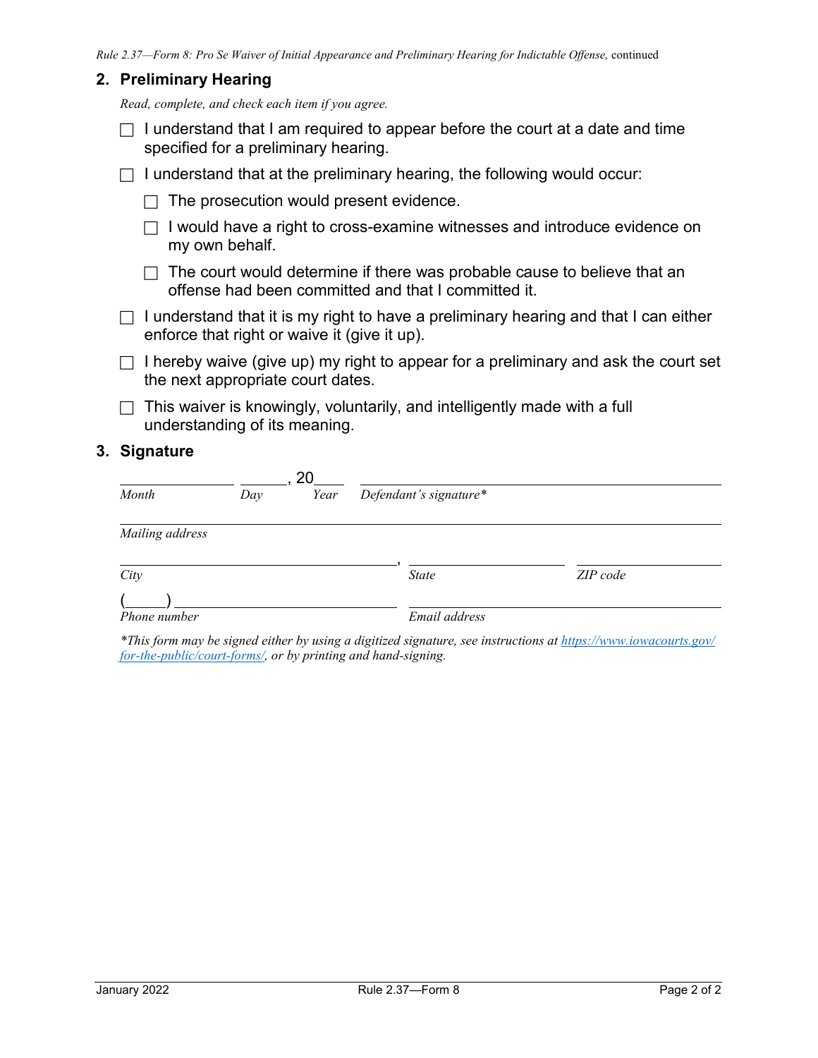## 2. Preliminary Hearing

*Read, complete, and check each item if you agree.*

- ☐ I understand that I am required to appear before the court at a date and time specified for a preliminary hearing.
- ☐ I understand that at the preliminary hearing, the following would occur:
  - ☐ The prosecution would present evidence.
  - ☐ I would have a right to cross-examine witnesses and introduce evidence on my own behalf.
  - ☐ The court would determine if there was probable cause to believe that an offense had been committed and that I committed it.
- ☐ I understand that it is my right to have a preliminary hearing and that I can either enforce that right or waive it (give it up).
- ☐ I hereby waive (give up) my right to appear for a preliminary and ask the court set the next appropriate court dates.
- ☐ This waiver is knowingly, voluntarily, and intelligently made with a full understanding of its meaning.

## 3. Signature

______________ ______, 20____ ________________________________________

*Month* *Day* *Year* *Defendant's signature**

________________________________________________________________

*Mailing address*

________________________________________, ________________ ________________

*City* *State* *ZIP code*

(_____) ______________________ ________________________________

*Phone number* *Email address*

**This form may be signed either by using a digitized signature, see instructions at https://www.iowacourts.gov/for-the-public/court-forms/, or by printing and hand-signing.*